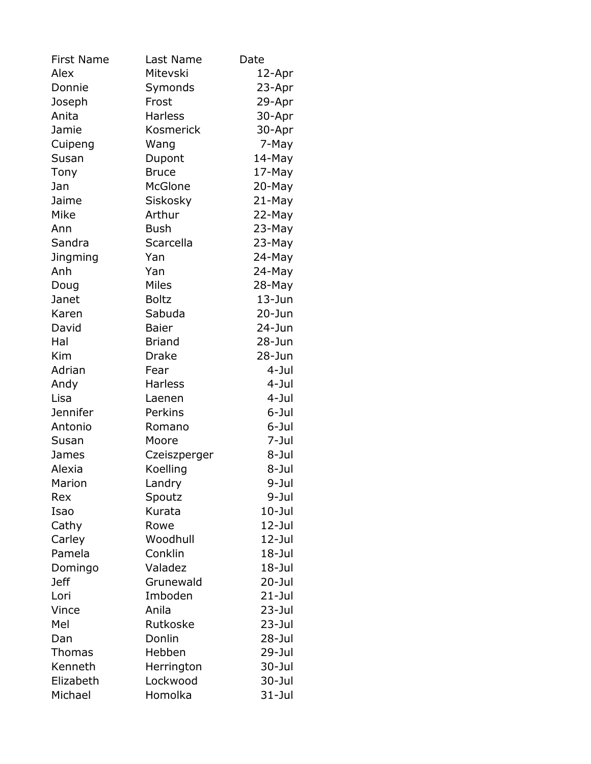| First Name | Last Name | Date |
|---|---|---|
| Alex | Mitevski | 12-Apr |
| Donnie | Symonds | 23-Apr |
| Joseph | Frost | 29-Apr |
| Anita | Harless | 30-Apr |
| Jamie | Kosmerick | 30-Apr |
| Cuipeng | Wang | 7-May |
| Susan | Dupont | 14-May |
| Tony | Bruce | 17-May |
| Jan | McGlone | 20-May |
| Jaime | Siskosky | 21-May |
| Mike | Arthur | 22-May |
| Ann | Bush | 23-May |
| Sandra | Scarcella | 23-May |
| Jingming | Yan | 24-May |
| Anh | Yan | 24-May |
| Doug | Miles | 28-May |
| Janet | Boltz | 13-Jun |
| Karen | Sabuda | 20-Jun |
| David | Baier | 24-Jun |
| Hal | Briand | 28-Jun |
| Kim | Drake | 28-Jun |
| Adrian | Fear | 4-Jul |
| Andy | Harless | 4-Jul |
| Lisa | Laenen | 4-Jul |
| Jennifer | Perkins | 6-Jul |
| Antonio | Romano | 6-Jul |
| Susan | Moore | 7-Jul |
| James | Czeiszperger | 8-Jul |
| Alexia | Koelling | 8-Jul |
| Marion | Landry | 9-Jul |
| Rex | Spoutz | 9-Jul |
| Isao | Kurata | 10-Jul |
| Cathy | Rowe | 12-Jul |
| Carley | Woodhull | 12-Jul |
| Pamela | Conklin | 18-Jul |
| Domingo | Valadez | 18-Jul |
| Jeff | Grunewald | 20-Jul |
| Lori | Imboden | 21-Jul |
| Vince | Anila | 23-Jul |
| Mel | Rutkoske | 23-Jul |
| Dan | Donlin | 28-Jul |
| Thomas | Hebben | 29-Jul |
| Kenneth | Herrington | 30-Jul |
| Elizabeth | Lockwood | 30-Jul |
| Michael | Homolka | 31-Jul |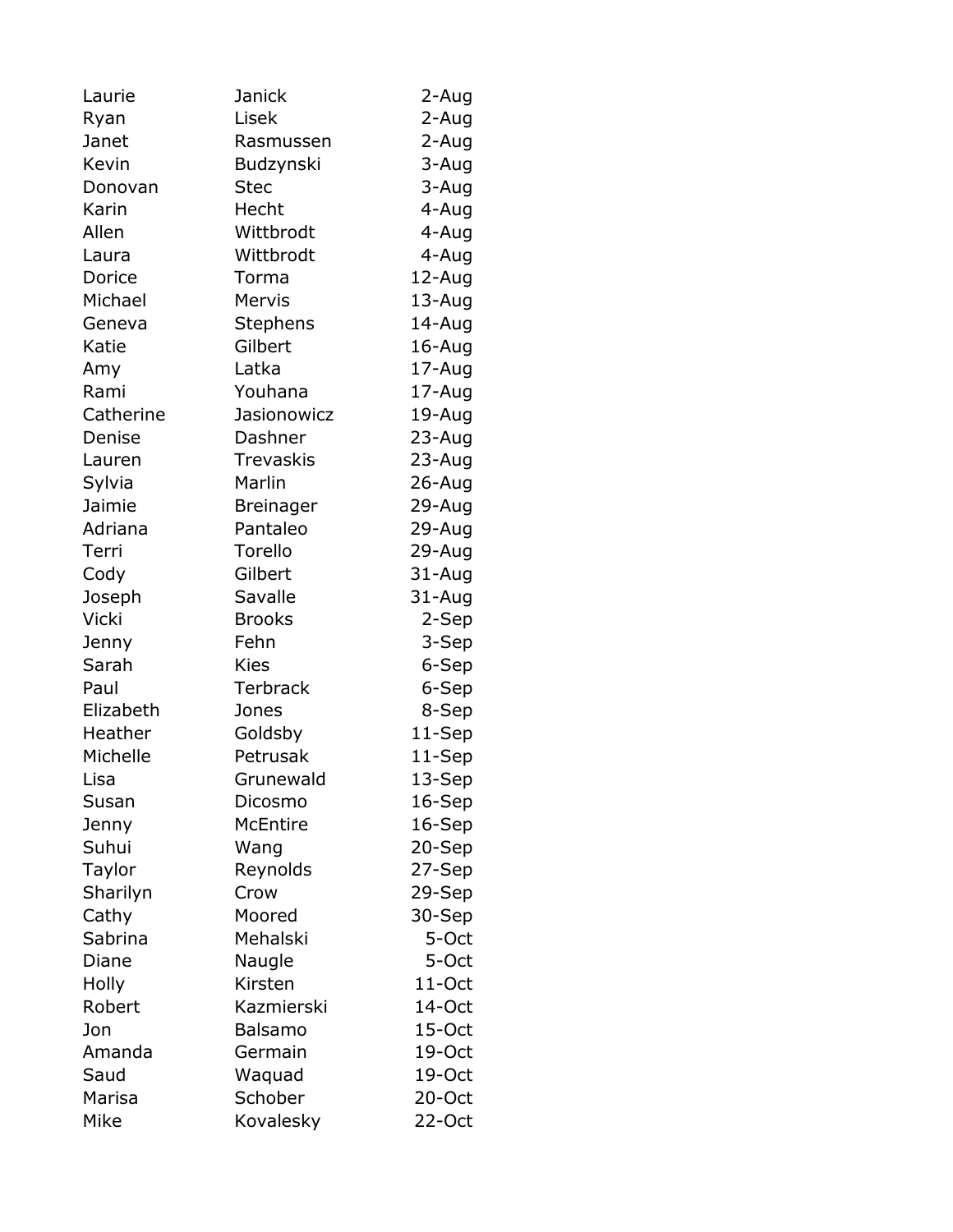| Laurie | Janick | 2-Aug |
|---|---|---|
| Ryan | Lisek | 2-Aug |
| Janet | Rasmussen | 2-Aug |
| Kevin | Budzynski | 3-Aug |
| Donovan | Stec | 3-Aug |
| Karin | Hecht | 4-Aug |
| Allen | Wittbrodt | 4-Aug |
| Laura | Wittbrodt | 4-Aug |
| Dorice | Torma | 12-Aug |
| Michael | Mervis | 13-Aug |
| Geneva | Stephens | 14-Aug |
| Katie | Gilbert | 16-Aug |
| Amy | Latka | 17-Aug |
| Rami | Youhana | 17-Aug |
| Catherine | Jasionowicz | 19-Aug |
| Denise | Dashner | 23-Aug |
| Lauren | Trevaskis | 23-Aug |
| Sylvia | Marlin | 26-Aug |
| Jaimie | Breinager | 29-Aug |
| Adriana | Pantaleo | 29-Aug |
| Terri | Torello | 29-Aug |
| Cody | Gilbert | 31-Aug |
| Joseph | Savalle | 31-Aug |
| Vicki | Brooks | 2-Sep |
| Jenny | Fehn | 3-Sep |
| Sarah | Kies | 6-Sep |
| Paul | Terbrack | 6-Sep |
| Elizabeth | Jones | 8-Sep |
| Heather | Goldsby | 11-Sep |
| Michelle | Petrusak | 11-Sep |
| Lisa | Grunewald | 13-Sep |
| Susan | Dicosmo | 16-Sep |
| Jenny | McEntire | 16-Sep |
| Suhui | Wang | 20-Sep |
| Taylor | Reynolds | 27-Sep |
| Sharilyn | Crow | 29-Sep |
| Cathy | Moored | 30-Sep |
| Sabrina | Mehalski | 5-Oct |
| Diane | Naugle | 5-Oct |
| Holly | Kirsten | 11-Oct |
| Robert | Kazmierski | 14-Oct |
| Jon | Balsamo | 15-Oct |
| Amanda | Germain | 19-Oct |
| Saud | Waquad | 19-Oct |
| Marisa | Schober | 20-Oct |
| Mike | Kovalesky | 22-Oct |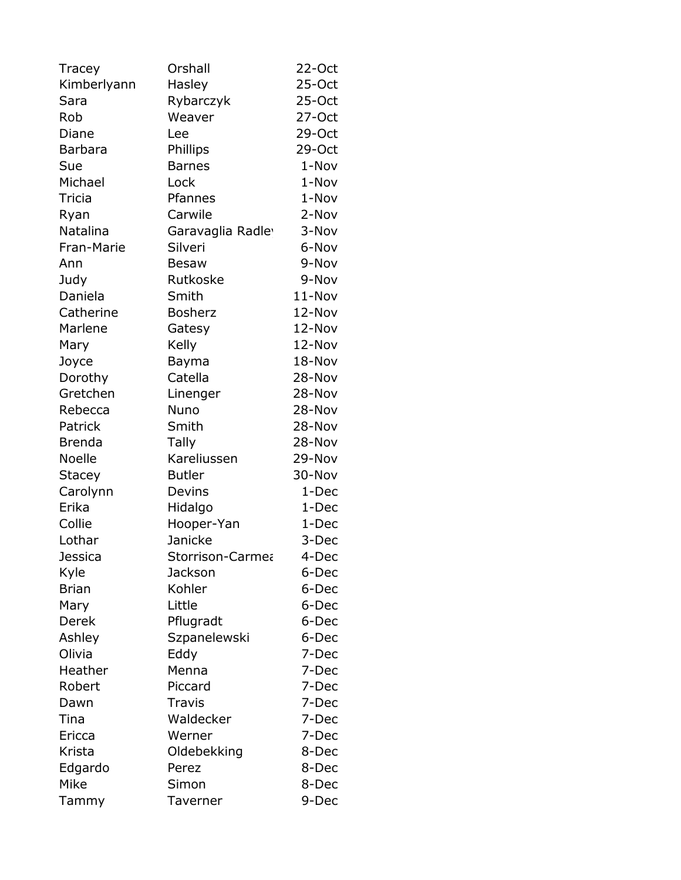| | | |
|---|---|---|
| Tracey | Orshall | 22-Oct |
| Kimberlyann | Hasley | 25-Oct |
| Sara | Rybarczyk | 25-Oct |
| Rob | Weaver | 27-Oct |
| Diane | Lee | 29-Oct |
| Barbara | Phillips | 29-Oct |
| Sue | Barnes | 1-Nov |
| Michael | Lock | 1-Nov |
| Tricia | Pfannes | 1-Nov |
| Ryan | Carwile | 2-Nov |
| Natalina | Garavaglia Radley | 3-Nov |
| Fran-Marie | Silveri | 6-Nov |
| Ann | Besaw | 9-Nov |
| Judy | Rutkoske | 9-Nov |
| Daniela | Smith | 11-Nov |
| Catherine | Bosherz | 12-Nov |
| Marlene | Gatesy | 12-Nov |
| Mary | Kelly | 12-Nov |
| Joyce | Bayma | 18-Nov |
| Dorothy | Catella | 28-Nov |
| Gretchen | Linenger | 28-Nov |
| Rebecca | Nuno | 28-Nov |
| Patrick | Smith | 28-Nov |
| Brenda | Tally | 28-Nov |
| Noelle | Kareliussen | 29-Nov |
| Stacey | Butler | 30-Nov |
| Carolynn | Devins | 1-Dec |
| Erika | Hidalgo | 1-Dec |
| Collie | Hooper-Yan | 1-Dec |
| Lothar | Janicke | 3-Dec |
| Jessica | Storrison-Carmea | 4-Dec |
| Kyle | Jackson | 6-Dec |
| Brian | Kohler | 6-Dec |
| Mary | Little | 6-Dec |
| Derek | Pflugradt | 6-Dec |
| Ashley | Szpanelewski | 6-Dec |
| Olivia | Eddy | 7-Dec |
| Heather | Menna | 7-Dec |
| Robert | Piccard | 7-Dec |
| Dawn | Travis | 7-Dec |
| Tina | Waldecker | 7-Dec |
| Ericca | Werner | 7-Dec |
| Krista | Oldebekking | 8-Dec |
| Edgardo | Perez | 8-Dec |
| Mike | Simon | 8-Dec |
| Tammy | Taverner | 9-Dec |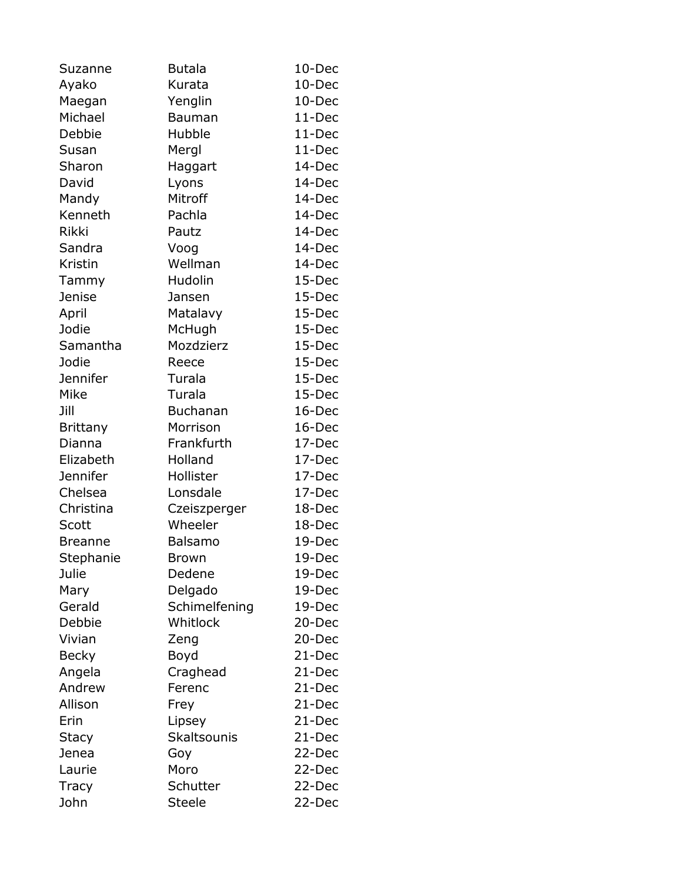| | | |
|---|---|---|
| Suzanne | Butala | 10-Dec |
| Ayako | Kurata | 10-Dec |
| Maegan | Yenglin | 10-Dec |
| Michael | Bauman | 11-Dec |
| Debbie | Hubble | 11-Dec |
| Susan | Mergl | 11-Dec |
| Sharon | Haggart | 14-Dec |
| David | Lyons | 14-Dec |
| Mandy | Mitroff | 14-Dec |
| Kenneth | Pachla | 14-Dec |
| Rikki | Pautz | 14-Dec |
| Sandra | Voog | 14-Dec |
| Kristin | Wellman | 14-Dec |
| Tammy | Hudolin | 15-Dec |
| Jenise | Jansen | 15-Dec |
| April | Matalavy | 15-Dec |
| Jodie | McHugh | 15-Dec |
| Samantha | Mozdzierz | 15-Dec |
| Jodie | Reece | 15-Dec |
| Jennifer | Turala | 15-Dec |
| Mike | Turala | 15-Dec |
| Jill | Buchanan | 16-Dec |
| Brittany | Morrison | 16-Dec |
| Dianna | Frankfurth | 17-Dec |
| Elizabeth | Holland | 17-Dec |
| Jennifer | Hollister | 17-Dec |
| Chelsea | Lonsdale | 17-Dec |
| Christina | Czeiszperger | 18-Dec |
| Scott | Wheeler | 18-Dec |
| Breanne | Balsamo | 19-Dec |
| Stephanie | Brown | 19-Dec |
| Julie | Dedene | 19-Dec |
| Mary | Delgado | 19-Dec |
| Gerald | Schimelfening | 19-Dec |
| Debbie | Whitlock | 20-Dec |
| Vivian | Zeng | 20-Dec |
| Becky | Boyd | 21-Dec |
| Angela | Craghead | 21-Dec |
| Andrew | Ferenc | 21-Dec |
| Allison | Frey | 21-Dec |
| Erin | Lipsey | 21-Dec |
| Stacy | Skaltsounis | 21-Dec |
| Jenea | Goy | 22-Dec |
| Laurie | Moro | 22-Dec |
| Tracy | Schutter | 22-Dec |
| John | Steele | 22-Dec |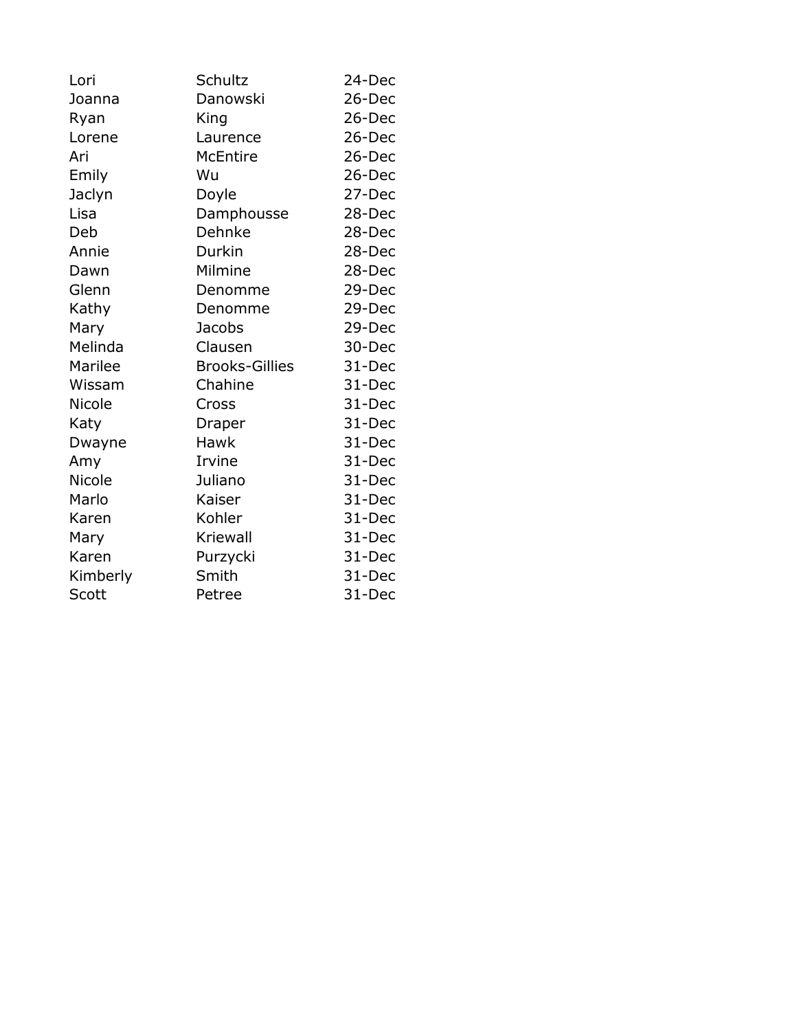| | | |
|---|---|---|
| Lori | Schultz | 24-Dec |
| Joanna | Danowski | 26-Dec |
| Ryan | King | 26-Dec |
| Lorene | Laurence | 26-Dec |
| Ari | McEntire | 26-Dec |
| Emily | Wu | 26-Dec |
| Jaclyn | Doyle | 27-Dec |
| Lisa | Damphousse | 28-Dec |
| Deb | Dehnke | 28-Dec |
| Annie | Durkin | 28-Dec |
| Dawn | Milmine | 28-Dec |
| Glenn | Denomme | 29-Dec |
| Kathy | Denomme | 29-Dec |
| Mary | Jacobs | 29-Dec |
| Melinda | Clausen | 30-Dec |
| Marilee | Brooks-Gillies | 31-Dec |
| Wissam | Chahine | 31-Dec |
| Nicole | Cross | 31-Dec |
| Katy | Draper | 31-Dec |
| Dwayne | Hawk | 31-Dec |
| Amy | Irvine | 31-Dec |
| Nicole | Juliano | 31-Dec |
| Marlo | Kaiser | 31-Dec |
| Karen | Kohler | 31-Dec |
| Mary | Kriewall | 31-Dec |
| Karen | Purzycki | 31-Dec |
| Kimberly | Smith | 31-Dec |
| Scott | Petree | 31-Dec |